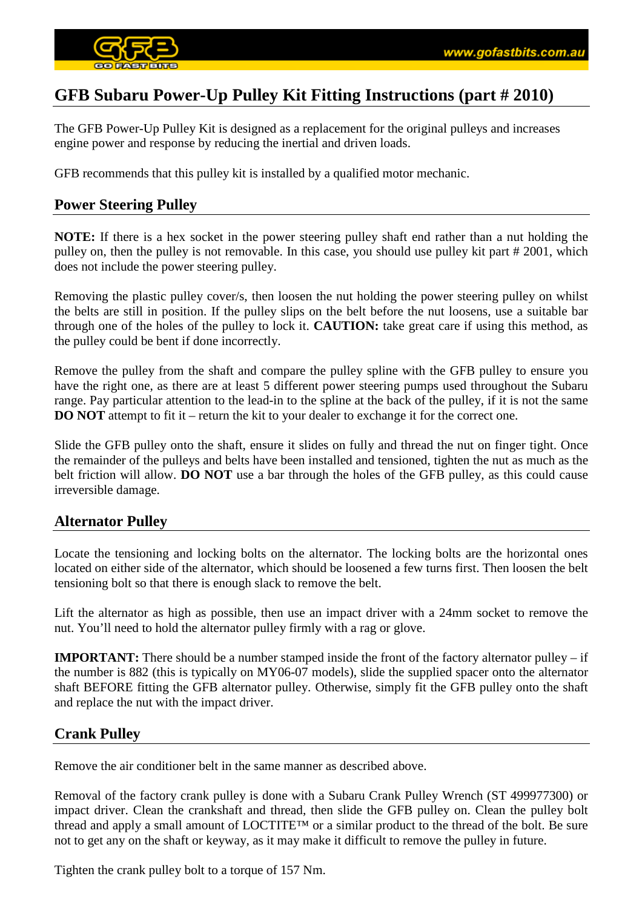# GFB Subaru Power-Up Pulley Kit Fitting Instructions (part # 2010)

The GFB Power-Up Pulley Kit is designed as a replacement for the original pulleys and increases engine power and response by reducing the inertial and driven loads.

GFB recommends that this pulley kit is installed by a qualified motor mechanic.

## Power Steering Pulley

**NOTE:** If there is a hex socket in the power steering pulley shaft end rather than a nut holding the pulley on, then the pulley is not removable. In this case, you should use pulley kit part # 2001, which does not include the power steering pulley.

Removing the plastic pulley cover/s, then loosen the nut holding the power steering pulley on whilst the belts are still in position. If the pulley slips on the belt before the nut loosens, use a suitable bar through one of the holes of the pulley to lock it. **CAUTION:** take great care if using this method, as the pulley could be bent if done incorrectly.

Remove the pulley from the shaft and compare the pulley spline with the GFB pulley to ensure you have the right one, as there are at least 5 different power steering pumps used throughout the Subaru range. Pay particular attention to the lead-in to the spline at the back of the pulley, if it is not the same **DO NOT** attempt to fit it – return the kit to your dealer to exchange it for the correct one.

Slide the GFB pulley onto the shaft, ensure it slides on fully and thread the nut on finger tight. Once the remainder of the pulleys and belts have been installed and tensioned, tighten the nut as much as the belt friction will allow. **DO NOT** use a bar through the holes of the GFB pulley, as this could cause irreversible damage.

## Alternator Pulley

Locate the tensioning and locking bolts on the alternator. The locking bolts are the horizontal ones located on either side of the alternator, which should be loosened a few turns first. Then loosen the belt tensioning bolt so that there is enough slack to remove the belt.

Lift the alternator as high as possible, then use an impact driver with a 24mm socket to remove the nut. You'll need to hold the alternator pulley firmly with a rag or glove.

**IMPORTANT:** There should be a number stamped inside the front of the factory alternator pulley – if the number is 882 (this is typically on MY06-07 models), slide the supplied spacer onto the alternator shaft BEFORE fitting the GFB alternator pulley. Otherwise, simply fit the GFB pulley onto the shaft and replace the nut with the impact driver.

## Crank Pulley

Remove the air conditioner belt in the same manner as described above.

Removal of the factory crank pulley is done with a Subaru Crank Pulley Wrench (ST 499977300) or impact driver. Clean the crankshaft and thread, then slide the GFB pulley on. Clean the pulley bolt thread and apply a small amount of LOCTITE™ or a similar product to the thread of the bolt. Be sure not to get any on the shaft or keyway, as it may make it difficult to remove the pulley in future.

Tighten the crank pulley bolt to a torque of 157 Nm.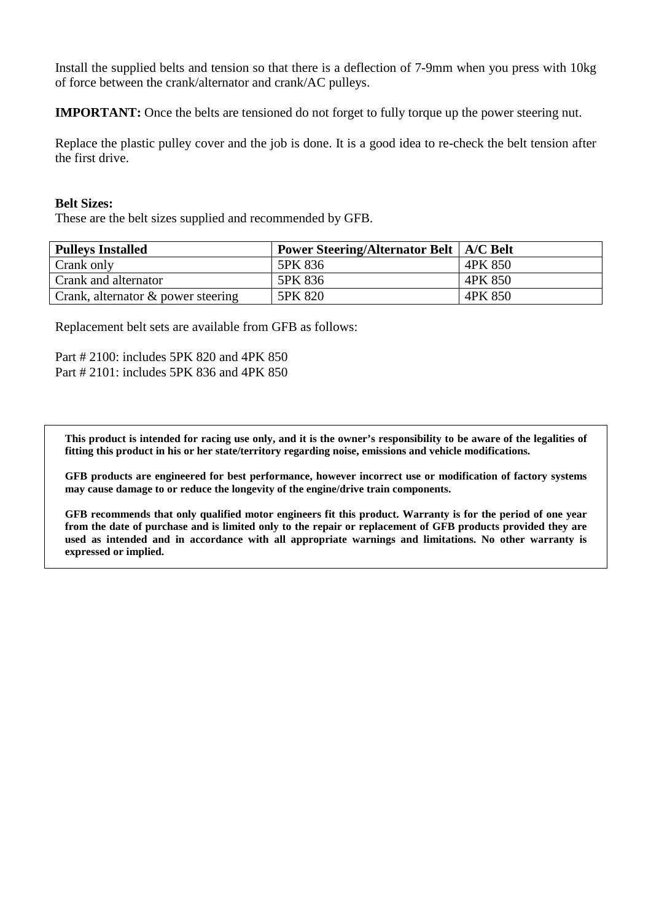Install the supplied belts and tension so that there is a deflection of 7-9mm when you press with 10kg of force between the crank/alternator and crank/AC pulleys.

**IMPORTANT:** Once the belts are tensioned do not forget to fully torque up the power steering nut.

Replace the plastic pulley cover and the job is done. It is a good idea to re-check the belt tension after the first drive.

**Belt Sizes:**
These are the belt sizes supplied and recommended by GFB.

| Pulleys Installed | Power Steering/Alternator Belt | A/C Belt |
|---|---|---|
| Crank only | 5PK 836 | 4PK 850 |
| Crank and alternator | 5PK 836 | 4PK 850 |
| Crank, alternator & power steering | 5PK 820 | 4PK 850 |

Replacement belt sets are available from GFB as follows:

Part # 2100: includes 5PK 820 and 4PK 850
Part # 2101: includes 5PK 836 and 4PK 850

**This product is intended for racing use only, and it is the owner's responsibility to be aware of the legalities of fitting this product in his or her state/territory regarding noise, emissions and vehicle modifications.**

**GFB products are engineered for best performance, however incorrect use or modification of factory systems may cause damage to or reduce the longevity of the engine/drive train components.**

**GFB recommends that only qualified motor engineers fit this product. Warranty is for the period of one year from the date of purchase and is limited only to the repair or replacement of GFB products provided they are used as intended and in accordance with all appropriate warnings and limitations. No other warranty is expressed or implied.**